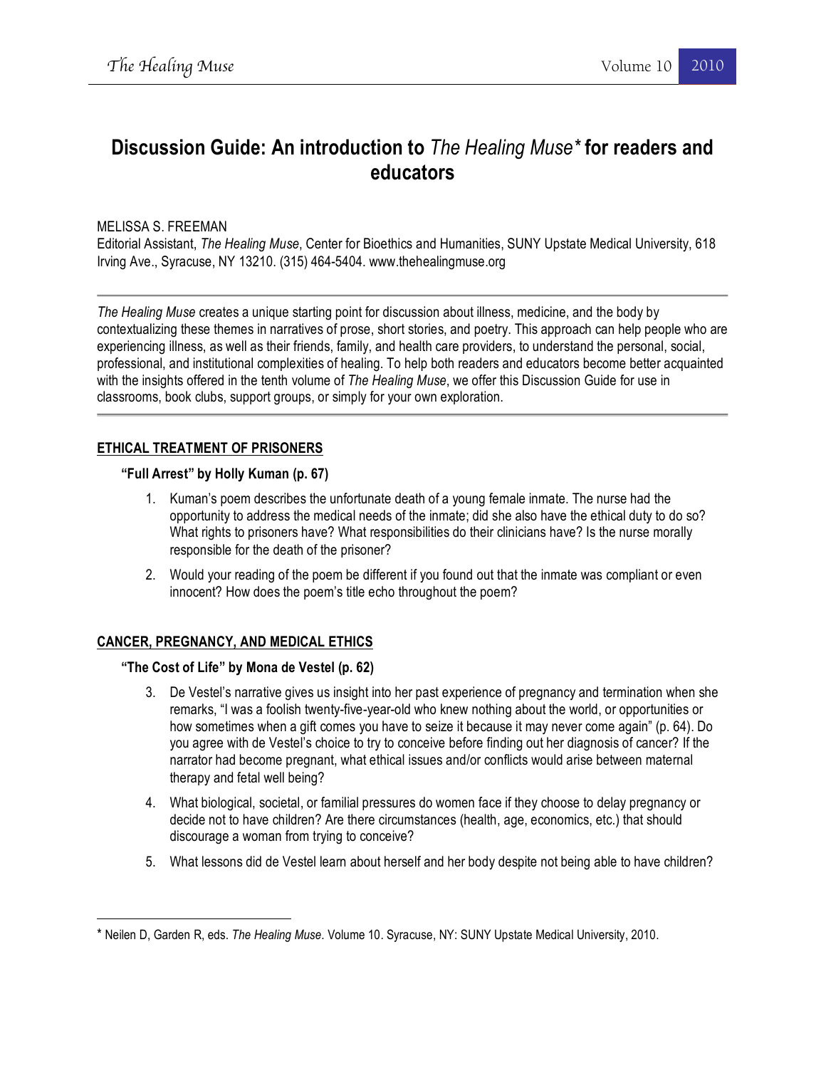# Discussion Guide: An introduction to *The Healing Muse** for readers and educators

MELISSA S. FREEMAN
Editorial Assistant, *The Healing Muse*, Center for Bioethics and Humanities, SUNY Upstate Medical University, 618 Irving Ave., Syracuse, NY 13210. (315) 464-5404. www.thehealingmuse.org

---

*The Healing Muse* creates a unique starting point for discussion about illness, medicine, and the body by contextualizing these themes in narratives of prose, short stories, and poetry. This approach can help people who are experiencing illness, as well as their friends, family, and health care providers, to understand the personal, social, professional, and institutional complexities of healing. To help both readers and educators become better acquainted with the insights offered in the tenth volume of *The Healing Muse*, we offer this Discussion Guide for use in classrooms, book clubs, support groups, or simply for your own exploration.

---

## ETHICAL TREATMENT OF PRISONERS

### "Full Arrest" by Holly Kuman (p. 67)

1. Kuman's poem describes the unfortunate death of a young female inmate. The nurse had the opportunity to address the medical needs of the inmate; did she also have the ethical duty to do so? What rights to prisoners have? What responsibilities do their clinicians have? Is the nurse morally responsible for the death of the prisoner?
2. Would your reading of the poem be different if you found out that the inmate was compliant or even innocent? How does the poem's title echo throughout the poem?

## CANCER, PREGNANCY, AND MEDICAL ETHICS

### "The Cost of Life" by Mona de Vestel (p. 62)

3. De Vestel's narrative gives us insight into her past experience of pregnancy and termination when she remarks, "I was a foolish twenty-five-year-old who knew nothing about the world, or opportunities or how sometimes when a gift comes you have to seize it because it may never come again" (p. 64). Do you agree with de Vestel's choice to try to conceive before finding out her diagnosis of cancer? If the narrator had become pregnant, what ethical issues and/or conflicts would arise between maternal therapy and fetal well being?
4. What biological, societal, or familial pressures do women face if they choose to delay pregnancy or decide not to have children? Are there circumstances (health, age, economics, etc.) that should discourage a woman from trying to conceive?
5. What lessons did de Vestel learn about herself and her body despite not being able to have children?

---

\* Neilen D, Garden R, eds. *The Healing Muse*. Volume 10. Syracuse, NY: SUNY Upstate Medical University, 2010.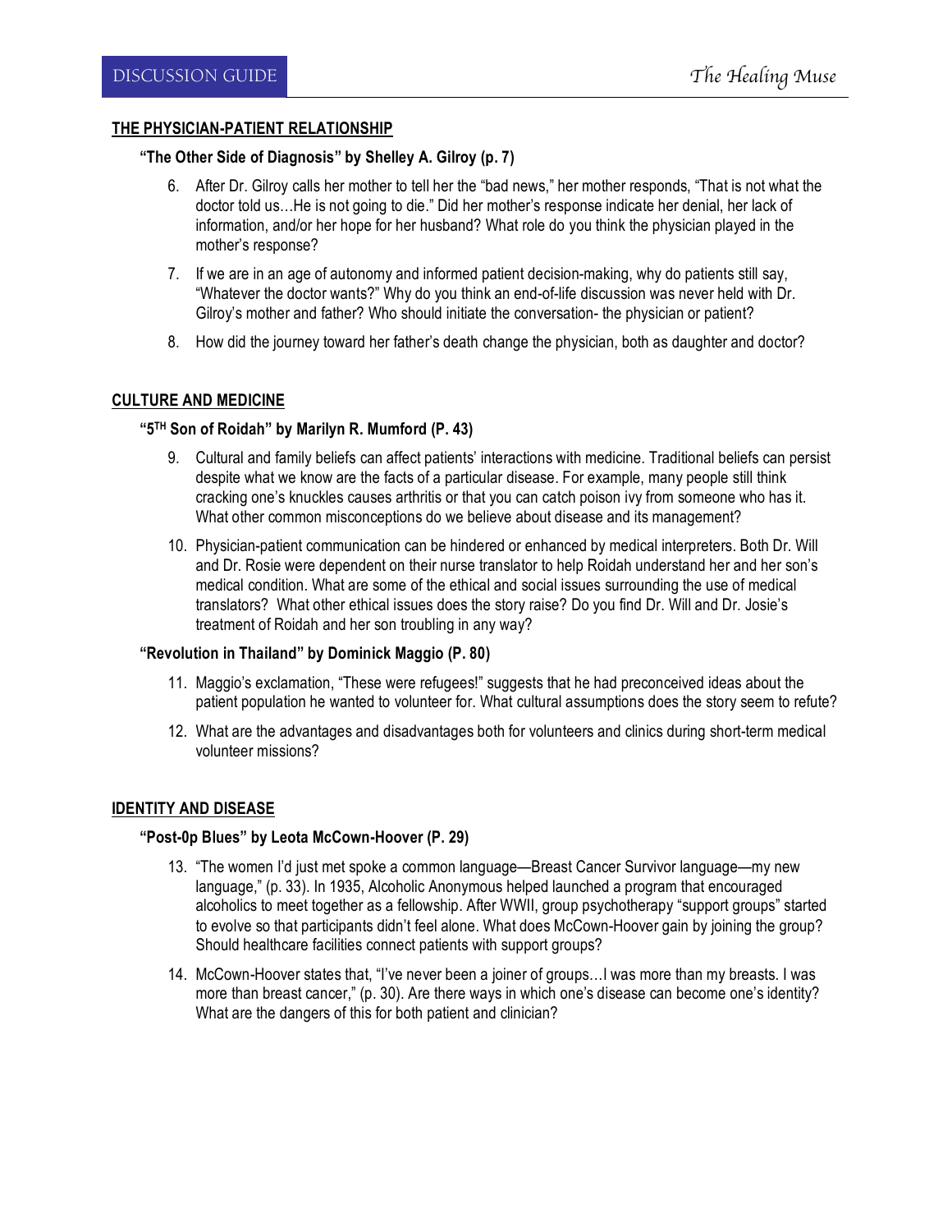## THE PHYSICIAN-PATIENT RELATIONSHIP

### "The Other Side of Diagnosis" by Shelley A. Gilroy (p. 7)

6. After Dr. Gilroy calls her mother to tell her the "bad news," her mother responds, "That is not what the doctor told us…He is not going to die." Did her mother's response indicate her denial, her lack of information, and/or her hope for her husband? What role do you think the physician played in the mother's response?
7. If we are in an age of autonomy and informed patient decision-making, why do patients still say, "Whatever the doctor wants?" Why do you think an end-of-life discussion was never held with Dr. Gilroy's mother and father? Who should initiate the conversation- the physician or patient?
8. How did the journey toward her father's death change the physician, both as daughter and doctor?

## CULTURE AND MEDICINE

### "5TH Son of Roidah" by Marilyn R. Mumford (P. 43)

9. Cultural and family beliefs can affect patients' interactions with medicine. Traditional beliefs can persist despite what we know are the facts of a particular disease. For example, many people still think cracking one's knuckles causes arthritis or that you can catch poison ivy from someone who has it. What other common misconceptions do we believe about disease and its management?
10. Physician-patient communication can be hindered or enhanced by medical interpreters. Both Dr. Will and Dr. Rosie were dependent on their nurse translator to help Roidah understand her and her son's medical condition. What are some of the ethical and social issues surrounding the use of medical translators? What other ethical issues does the story raise? Do you find Dr. Will and Dr. Josie's treatment of Roidah and her son troubling in any way?

### "Revolution in Thailand" by Dominick Maggio (P. 80)

11. Maggio's exclamation, "These were refugees!" suggests that he had preconceived ideas about the patient population he wanted to volunteer for. What cultural assumptions does the story seem to refute?
12. What are the advantages and disadvantages both for volunteers and clinics during short-term medical volunteer missions?

## IDENTITY AND DISEASE

### "Post-0p Blues" by Leota McCown-Hoover (P. 29)

13. "The women I'd just met spoke a common language—Breast Cancer Survivor language—my new language," (p. 33). In 1935, Alcoholic Anonymous helped launched a program that encouraged alcoholics to meet together as a fellowship. After WWII, group psychotherapy "support groups" started to evolve so that participants didn't feel alone. What does McCown-Hoover gain by joining the group? Should healthcare facilities connect patients with support groups?
14. McCown-Hoover states that, "I've never been a joiner of groups…I was more than my breasts. I was more than breast cancer," (p. 30). Are there ways in which one's disease can become one's identity? What are the dangers of this for both patient and clinician?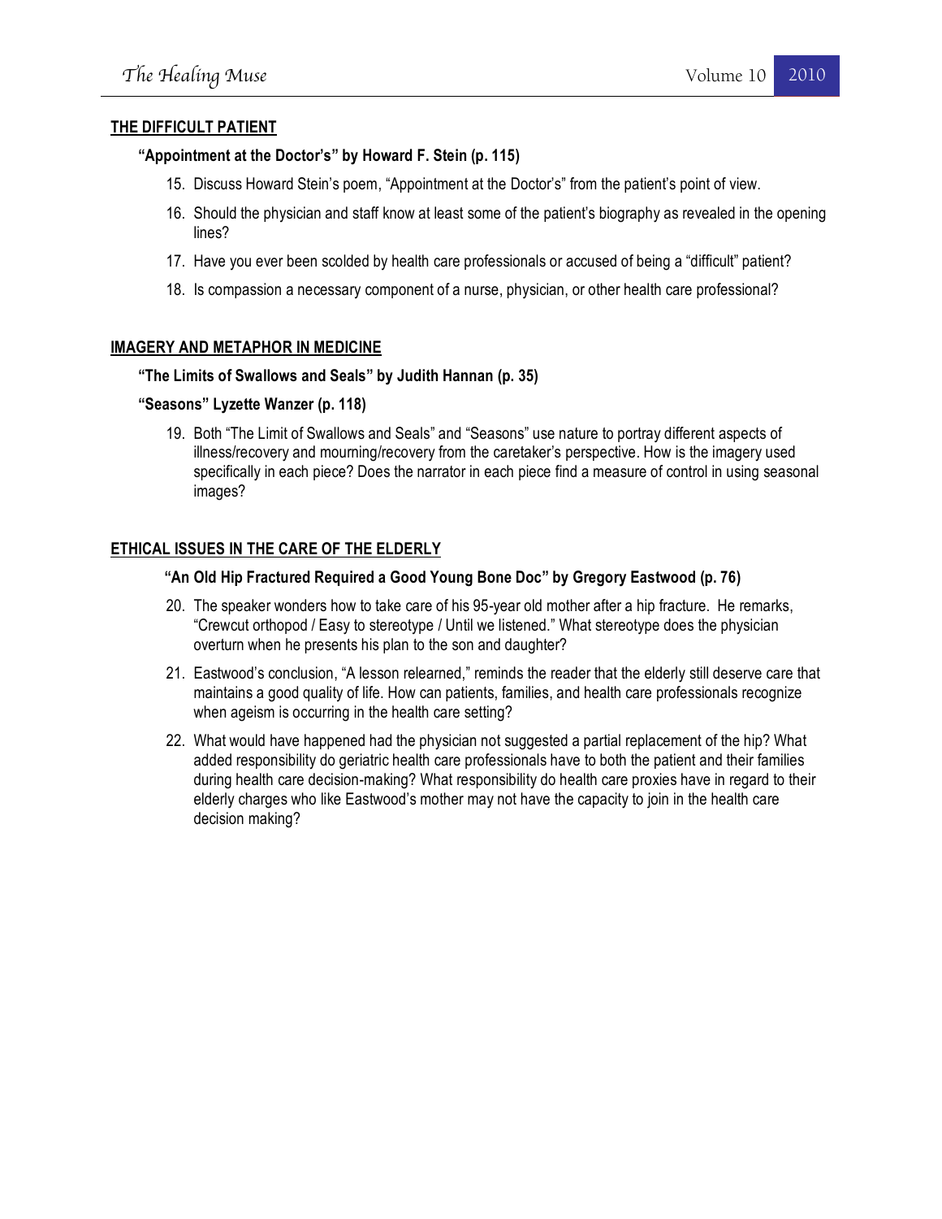## THE DIFFICULT PATIENT

### "Appointment at the Doctor's" by Howard F. Stein (p. 115)

15. Discuss Howard Stein's poem, "Appointment at the Doctor's" from the patient's point of view.
16. Should the physician and staff know at least some of the patient's biography as revealed in the opening lines?
17. Have you ever been scolded by health care professionals or accused of being a "difficult" patient?
18. Is compassion a necessary component of a nurse, physician, or other health care professional?

## IMAGERY AND METAPHOR IN MEDICINE

### "The Limits of Swallows and Seals" by Judith Hannan (p. 35)

### "Seasons" Lyzette Wanzer (p. 118)

19. Both "The Limit of Swallows and Seals" and "Seasons" use nature to portray different aspects of illness/recovery and mourning/recovery from the caretaker's perspective. How is the imagery used specifically in each piece? Does the narrator in each piece find a measure of control in using seasonal images?

## ETHICAL ISSUES IN THE CARE OF THE ELDERLY

### "An Old Hip Fractured Required a Good Young Bone Doc" by Gregory Eastwood (p. 76)

20. The speaker wonders how to take care of his 95-year old mother after a hip fracture. He remarks, "Crewcut orthopod / Easy to stereotype / Until we listened." What stereotype does the physician overturn when he presents his plan to the son and daughter?
21. Eastwood's conclusion, "A lesson relearned," reminds the reader that the elderly still deserve care that maintains a good quality of life. How can patients, families, and health care professionals recognize when ageism is occurring in the health care setting?
22. What would have happened had the physician not suggested a partial replacement of the hip? What added responsibility do geriatric health care professionals have to both the patient and their families during health care decision-making? What responsibility do health care proxies have in regard to their elderly charges who like Eastwood's mother may not have the capacity to join in the health care decision making?